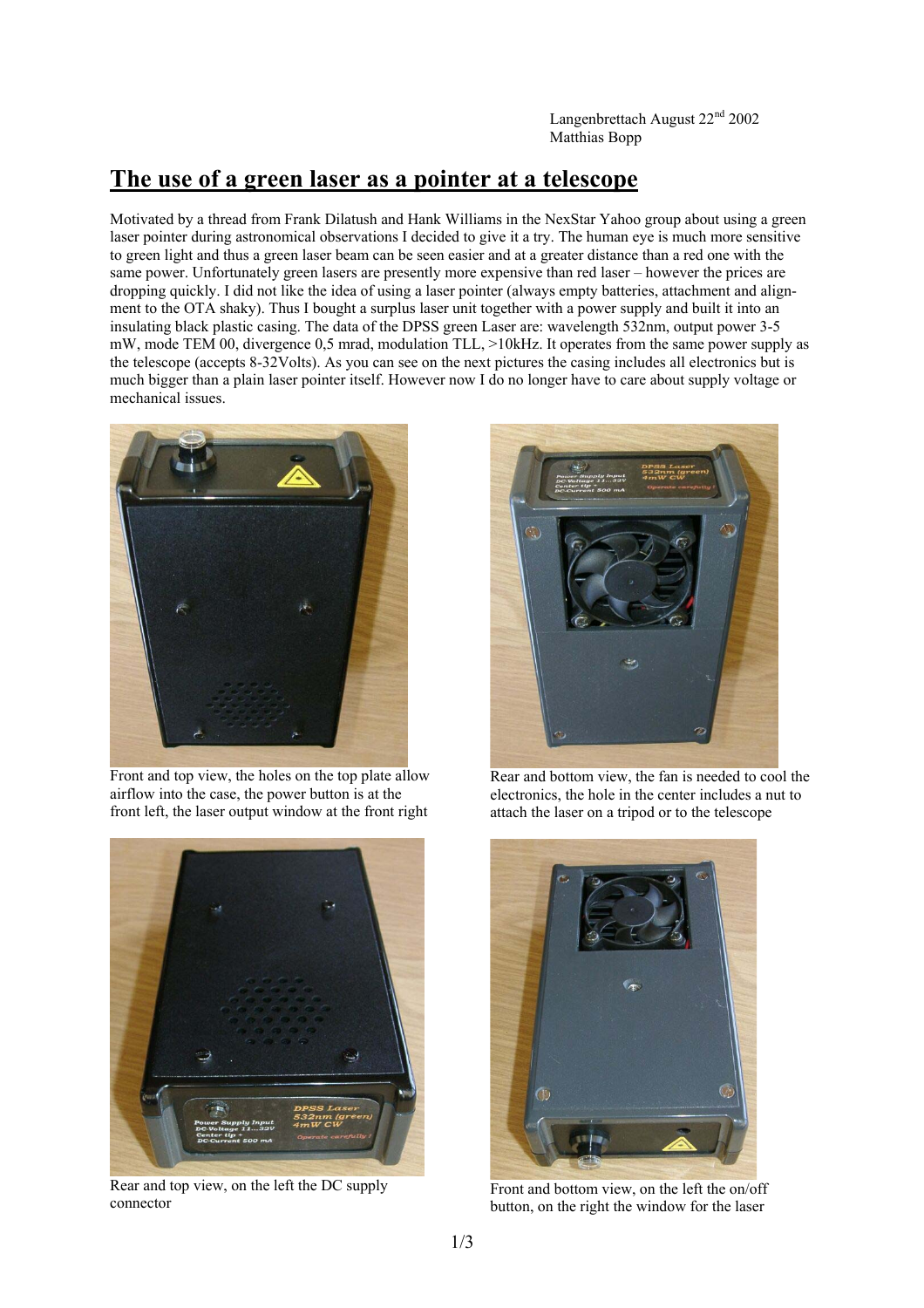Langenbrettach August 22nd 2002
Matthias Bopp

# The use of a green laser as a pointer at a telescope

Motivated by a thread from Frank Dilatush and Hank Williams in the NexStar Yahoo group about using a green laser pointer during astronomical observations I decided to give it a try. The human eye is much more sensitive to green light and thus a green laser beam can be seen easier and at a greater distance than a red one with the same power. Unfortunately green lasers are presently more expensive than red laser – however the prices are dropping quickly. I did not like the idea of using a laser pointer (always empty batteries, attachment and alignment to the OTA shaky). Thus I bought a surplus laser unit together with a power supply and built it into an insulating black plastic casing. The data of the DPSS green Laser are: wavelength 532nm, output power 3-5 mW, mode TEM 00, divergence 0,5 mrad, modulation TLL, >10kHz. It operates from the same power supply as the telescope (accepts 8-32Volts). As you can see on the next pictures the casing includes all electronics but is much bigger than a plain laser pointer itself. However now I do no longer have to care about supply voltage or mechanical issues.

Front and top view, the holes on the top plate allow airflow into the case, the power button is at the front left, the laser output window at the front right

Rear and bottom view, the fan is needed to cool the electronics, the hole in the center includes a nut to attach the laser on a tripod or to the telescope

Rear and top view, on the left the DC supply connector

Front and bottom view, on the left the on/off button, on the right the window for the laser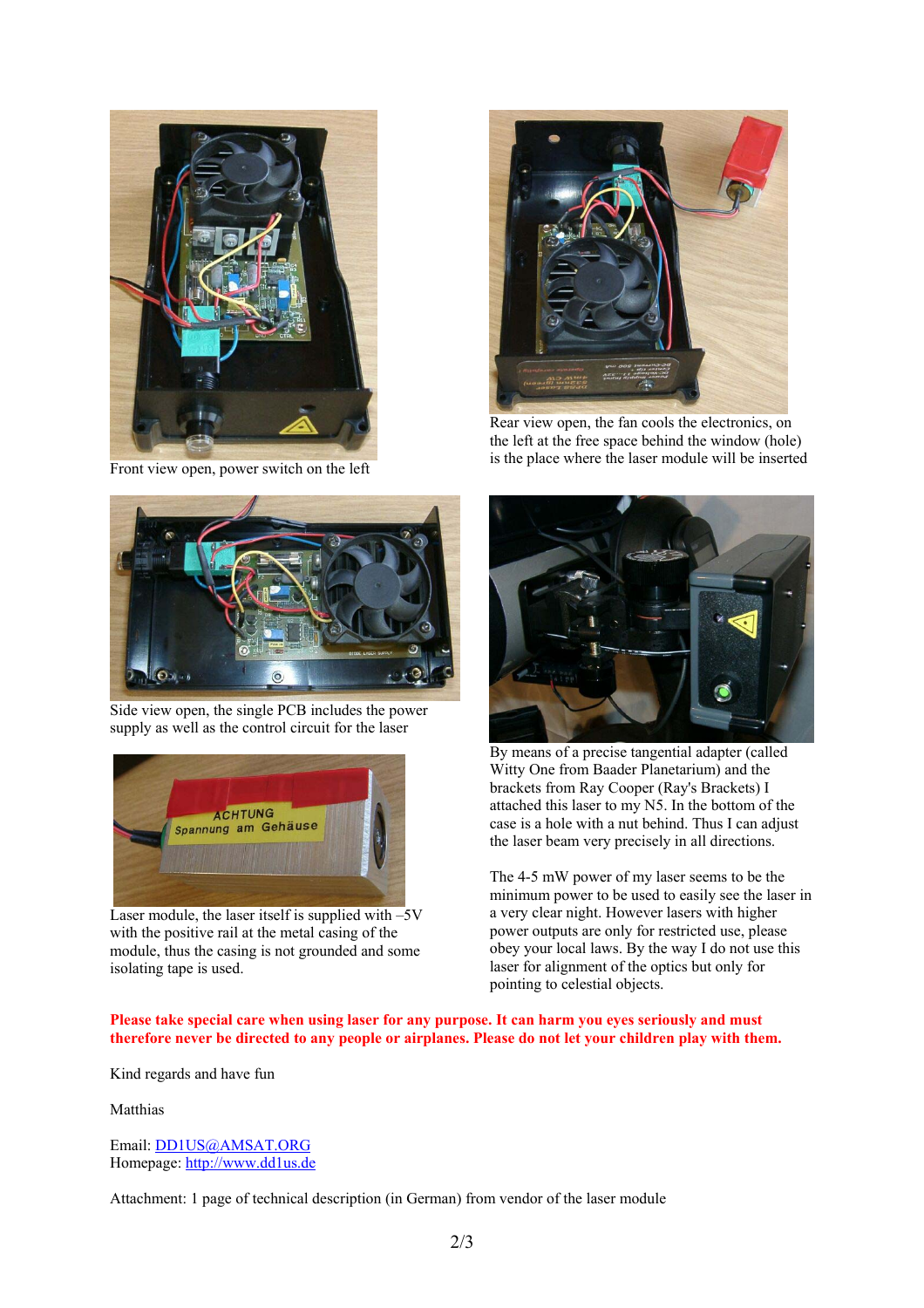Front view open, power switch on the left

Rear view open, the fan cools the electronics, on the left at the free space behind the window (hole) is the place where the laser module will be inserted

Side view open, the single PCB includes the power supply as well as the control circuit for the laser

By means of a precise tangential adapter (called Witty One from Baader Planetarium) and the brackets from Ray Cooper (Ray's Brackets) I attached this laser to my N5. In the bottom of the case is a hole with a nut behind. Thus I can adjust the laser beam very precisely in all directions.

Laser module, the laser itself is supplied with –5V with the positive rail at the metal casing of the module, thus the casing is not grounded and some isolating tape is used.

The 4-5 mW power of my laser seems to be the minimum power to be used to easily see the laser in a very clear night. However lasers with higher power outputs are only for restricted use, please obey your local laws. By the way I do not use this laser for alignment of the optics but only for pointing to celestial objects.

**Please take special care when using laser for any purpose. It can harm you eyes seriously and must therefore never be directed to any people or airplanes. Please do not let your children play with them.**

Kind regards and have fun

Matthias

Email: [DD1US@AMSAT.ORG](mailto:DD1US@AMSAT.ORG)
Homepage: [http://www.dd1us.de](http://www.dd1us.de)

Attachment: 1 page of technical description (in German) from vendor of the laser module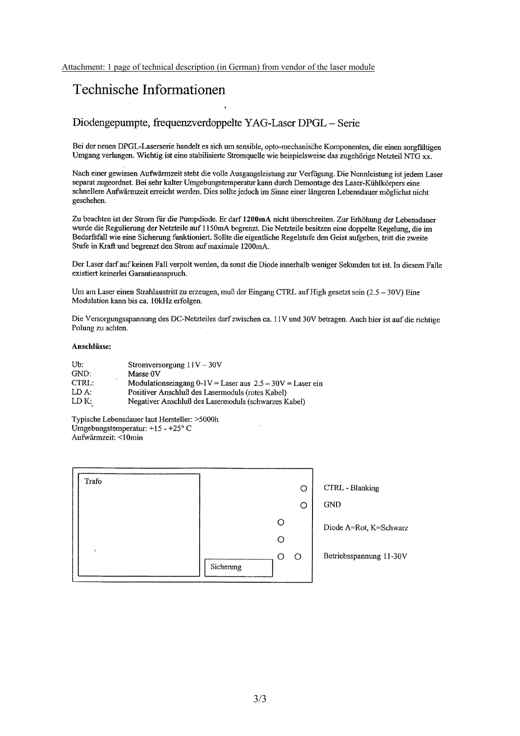Attachment: 1 page of technical description (in German) from vendor of the laser module

# Technische Informationen

## Diodengepumpte, frequenzverdoppelte YAG-Laser DPGL – Serie

Bei der neuen DPGL-Laserserie handelt es sich um sensible, opto-mechanische Komponenten, die einen sorgfältigen Umgang verlangen. Wichtig ist eine stabilisierte Stromquelle wie beispielsweise das zugehörige Netzteil NTG xx.

Nach einer gewissen Aufwärmzeit steht die volle Ausgangsleistung zur Verfügung. Die Nennleistung ist jedem Laser separat zugeordnet. Bei sehr kalter Umgebungstemperatur kann durch Demontage des Laser-Kühlkörpers eine schnellere Aufwärmzeit erreicht werden. Dies sollte jedoch im Sinne einer längeren Lebensdauer möglichst nicht geschehen.

Zu beachten ist der Strom für die Pumpdiode. Er darf **1200mA** nicht überschreiten. Zur Erhöhung der Lebensdauer wurde die Regulierung der Netzteile auf 1150mA begrenzt. Die Netzteile besitzen eine doppelte Regelung, die im Bedarfsfall wie eine Sicherung funktioniert. Sollte die eigentliche Regelstufe den Geist aufgeben, tritt die zweite Stufe in Kraft und begrenzt den Strom auf maximale 1200mA.

Der Laser darf auf keinen Fall verpolt werden, da sonst die Diode innerhalb weniger Sekunden tot ist. In diesem Falle existiert keinerlei Garantieanspruch.

Um am Laser einen Strahlaustritt zu erzeugen, muß der Eingang CTRL auf High gesetzt sein (2.5 – 30V) Eine Modulation kann bis ca. 10kHz erfolgen.

Die Versorgungsspannung des DC-Netzteiles darf zwischen ca. 11V und 30V betragen. Auch hier ist auf die richtige Polung zu achten.

**Anschlüsse:**

| | |
|---|---|
| Ub: | Stromversorgung 11V – 30V |
| GND: | Masse 0V |
| CTRL: | Modulationseingang 0-1V = Laser aus 2.5 – 30V = Laser ein |
| LD A: | Positiver Anschluß des Lasermoduls (rotes Kabel) |
| LD K: | Negativer Anschluß des Lasermoduls (schwarzes Kabel) |

Typische Lebensdauer laut Hersteller: >5000h
Umgebungstemperatur: +15 - +25° C
Aufwärmzeit: <10min

Trafo

Sicherung

CTRL - Blanking

GND

Diode A=Rot, K=Schwarz

Betriebsspannung 11-30V